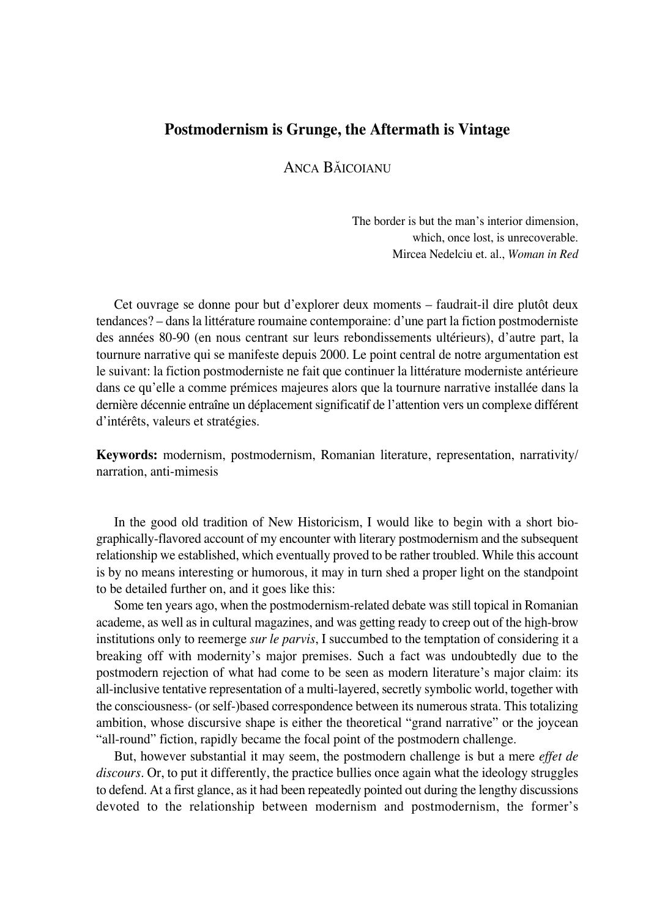# Postmodernism is Grunge, the Aftermath is Vintage

ANCA BĂICOIANU

> The border is but the man's interior dimension,
> which, once lost, is unrecoverable.
> Mircea Nedelciu et. al., *Woman in Red*

Cet ouvrage se donne pour but d'explorer deux moments – faudrait-il dire plutôt deux tendances? – dans la littérature roumaine contemporaine: d'une part la fiction postmoderniste des années 80-90 (en nous centrant sur leurs rebondissements ultérieurs), d'autre part, la tournure narrative qui se manifeste depuis 2000. Le point central de notre argumentation est le suivant: la fiction postmoderniste ne fait que continuer la littérature moderniste antérieure dans ce qu'elle a comme prémices majeures alors que la tournure narrative installée dans la dernière décennie entraîne un déplacement significatif de l'attention vers un complexe différent d'intérêts, valeurs et stratégies.

**Keywords:** modernism, postmodernism, Romanian literature, representation, narrativity/ narration, anti-mimesis

In the good old tradition of New Historicism, I would like to begin with a short biographically-flavored account of my encounter with literary postmodernism and the subsequent relationship we established, which eventually proved to be rather troubled. While this account is by no means interesting or humorous, it may in turn shed a proper light on the standpoint to be detailed further on, and it goes like this:

Some ten years ago, when the postmodernism-related debate was still topical in Romanian academe, as well as in cultural magazines, and was getting ready to creep out of the high-brow institutions only to reemerge *sur le parvis*, I succumbed to the temptation of considering it a breaking off with modernity's major premises. Such a fact was undoubtedly due to the postmodern rejection of what had come to be seen as modern literature's major claim: its all-inclusive tentative representation of a multi-layered, secretly symbolic world, together with the consciousness- (or self-)based correspondence between its numerous strata. This totalizing ambition, whose discursive shape is either the theoretical "grand narrative" or the joycean "all-round" fiction, rapidly became the focal point of the postmodern challenge.

But, however substantial it may seem, the postmodern challenge is but a mere *effet de discours*. Or, to put it differently, the practice bullies once again what the ideology struggles to defend. At a first glance, as it had been repeatedly pointed out during the lengthy discussions devoted to the relationship between modernism and postmodernism, the former's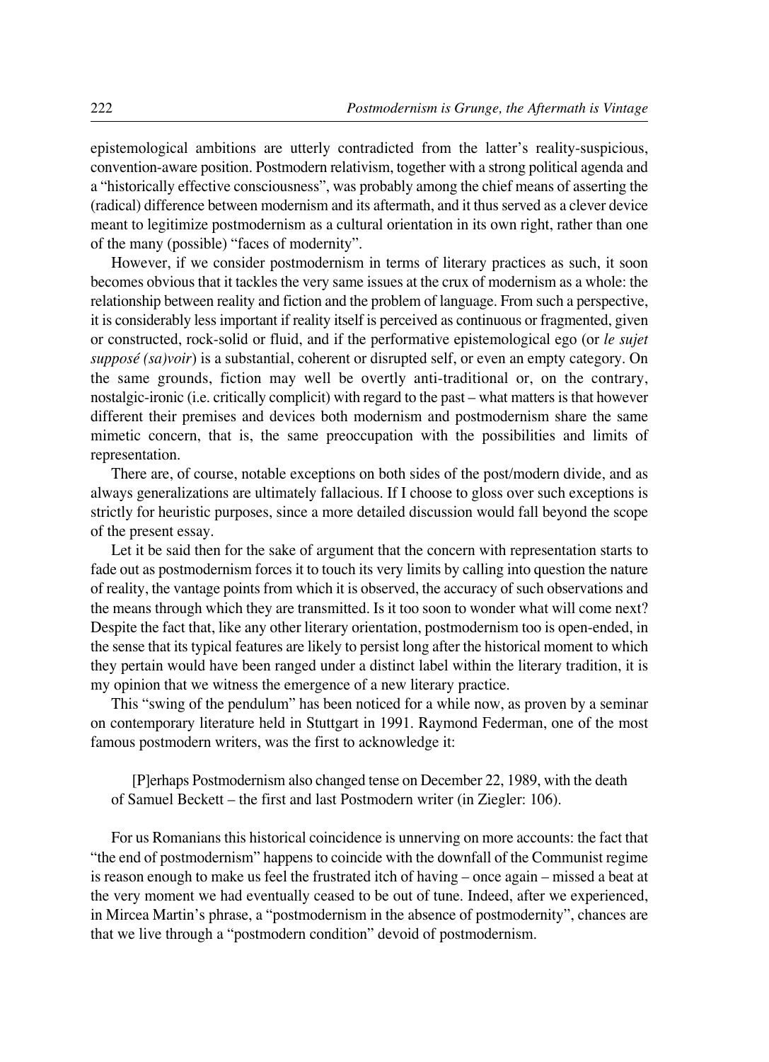epistemological ambitions are utterly contradicted from the latter's reality-suspicious, convention-aware position. Postmodern relativism, together with a strong political agenda and a "historically effective consciousness", was probably among the chief means of asserting the (radical) difference between modernism and its aftermath, and it thus served as a clever device meant to legitimize postmodernism as a cultural orientation in its own right, rather than one of the many (possible) "faces of modernity".

However, if we consider postmodernism in terms of literary practices as such, it soon becomes obvious that it tackles the very same issues at the crux of modernism as a whole: the relationship between reality and fiction and the problem of language. From such a perspective, it is considerably less important if reality itself is perceived as continuous or fragmented, given or constructed, rock-solid or fluid, and if the performative epistemological ego (or *le sujet supposé (sa)voir*) is a substantial, coherent or disrupted self, or even an empty category. On the same grounds, fiction may well be overtly anti-traditional or, on the contrary, nostalgic-ironic (i.e. critically complicit) with regard to the past – what matters is that however different their premises and devices both modernism and postmodernism share the same mimetic concern, that is, the same preoccupation with the possibilities and limits of representation.

There are, of course, notable exceptions on both sides of the post/modern divide, and as always generalizations are ultimately fallacious. If I choose to gloss over such exceptions is strictly for heuristic purposes, since a more detailed discussion would fall beyond the scope of the present essay.

Let it be said then for the sake of argument that the concern with representation starts to fade out as postmodernism forces it to touch its very limits by calling into question the nature of reality, the vantage points from which it is observed, the accuracy of such observations and the means through which they are transmitted. Is it too soon to wonder what will come next? Despite the fact that, like any other literary orientation, postmodernism too is open-ended, in the sense that its typical features are likely to persist long after the historical moment to which they pertain would have been ranged under a distinct label within the literary tradition, it is my opinion that we witness the emergence of a new literary practice.

This "swing of the pendulum" has been noticed for a while now, as proven by a seminar on contemporary literature held in Stuttgart in 1991. Raymond Federman, one of the most famous postmodern writers, was the first to acknowledge it:

> [P]erhaps Postmodernism also changed tense on December 22, 1989, with the death of Samuel Beckett – the first and last Postmodern writer (in Ziegler: 106).

For us Romanians this historical coincidence is unnerving on more accounts: the fact that "the end of postmodernism" happens to coincide with the downfall of the Communist regime is reason enough to make us feel the frustrated itch of having – once again – missed a beat at the very moment we had eventually ceased to be out of tune. Indeed, after we experienced, in Mircea Martin's phrase, a "postmodernism in the absence of postmodernity", chances are that we live through a "postmodern condition" devoid of postmodernism.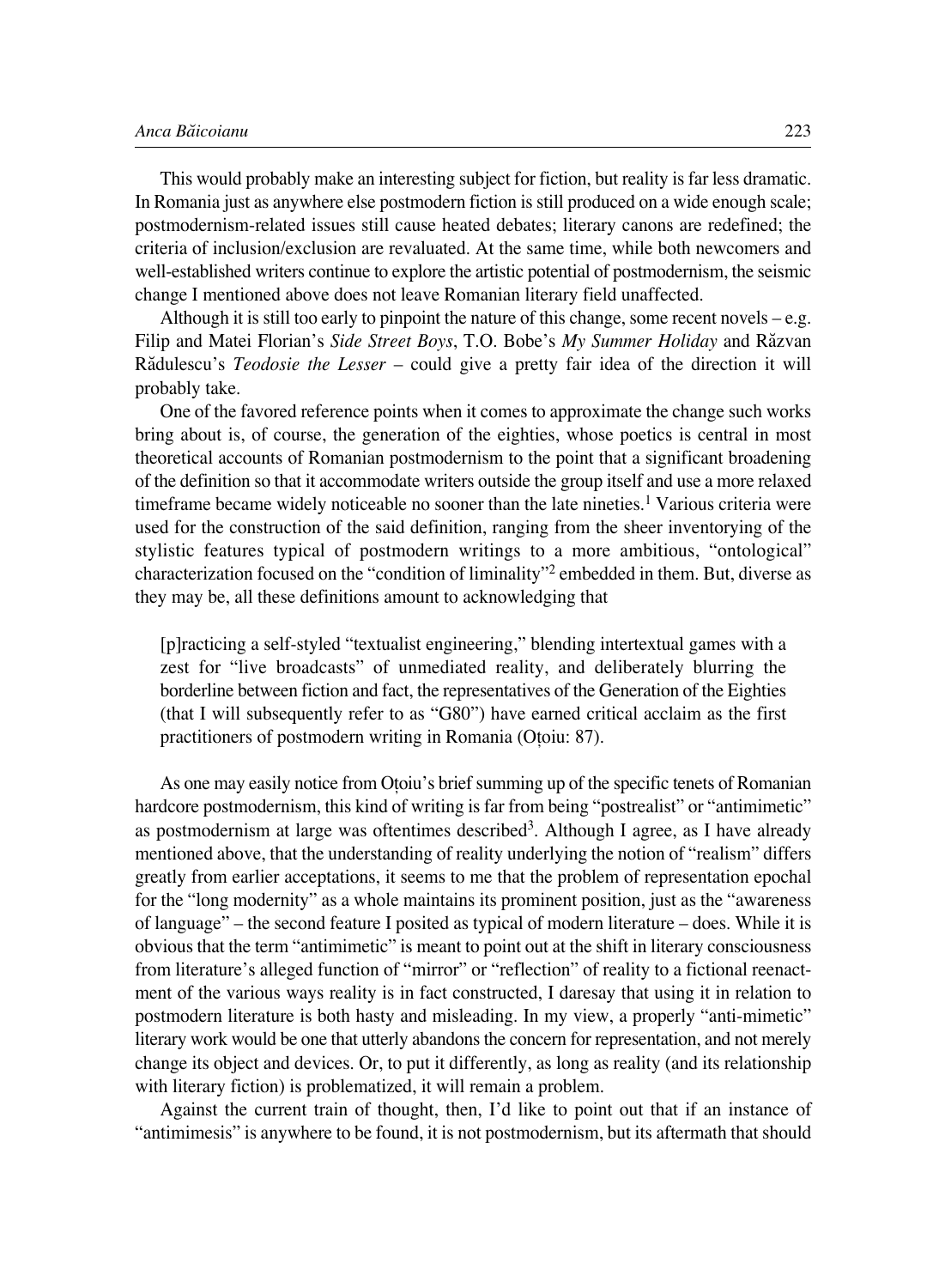This would probably make an interesting subject for fiction, but reality is far less dramatic. In Romania just as anywhere else postmodern fiction is still produced on a wide enough scale; postmodernism-related issues still cause heated debates; literary canons are redefined; the criteria of inclusion/exclusion are revaluated. At the same time, while both newcomers and well-established writers continue to explore the artistic potential of postmodernism, the seismic change I mentioned above does not leave Romanian literary field unaffected.

Although it is still too early to pinpoint the nature of this change, some recent novels – e.g. Filip and Matei Florian's *Side Street Boys*, T.O. Bobe's *My Summer Holiday* and Răzvan Rădulescu's *Teodosie the Lesser* – could give a pretty fair idea of the direction it will probably take.

One of the favored reference points when it comes to approximate the change such works bring about is, of course, the generation of the eighties, whose poetics is central in most theoretical accounts of Romanian postmodernism to the point that a significant broadening of the definition so that it accommodate writers outside the group itself and use a more relaxed timeframe became widely noticeable no sooner than the late nineties.[1] Various criteria were used for the construction of the said definition, ranging from the sheer inventorying of the stylistic features typical of postmodern writings to a more ambitious, "ontological" characterization focused on the "condition of liminality"[2] embedded in them. But, diverse as they may be, all these definitions amount to acknowledging that

> [p]racticing a self-styled "textualist engineering," blending intertextual games with a zest for "live broadcasts" of unmediated reality, and deliberately blurring the borderline between fiction and fact, the representatives of the Generation of the Eighties (that I will subsequently refer to as "G80") have earned critical acclaim as the first practitioners of postmodern writing in Romania (Oțoiu: 87).

As one may easily notice from Oțoiu's brief summing up of the specific tenets of Romanian hardcore postmodernism, this kind of writing is far from being "postrealist" or "antimimetic" as postmodernism at large was oftentimes described[3]. Although I agree, as I have already mentioned above, that the understanding of reality underlying the notion of "realism" differs greatly from earlier acceptations, it seems to me that the problem of representation epochal for the "long modernity" as a whole maintains its prominent position, just as the "awareness of language" – the second feature I posited as typical of modern literature – does. While it is obvious that the term "antimimetic" is meant to point out at the shift in literary consciousness from literature's alleged function of "mirror" or "reflection" of reality to a fictional reenactment of the various ways reality is in fact constructed, I daresay that using it in relation to postmodern literature is both hasty and misleading. In my view, a properly "anti-mimetic" literary work would be one that utterly abandons the concern for representation, and not merely change its object and devices. Or, to put it differently, as long as reality (and its relationship with literary fiction) is problematized, it will remain a problem.

Against the current train of thought, then, I'd like to point out that if an instance of "antimimesis" is anywhere to be found, it is not postmodernism, but its aftermath that should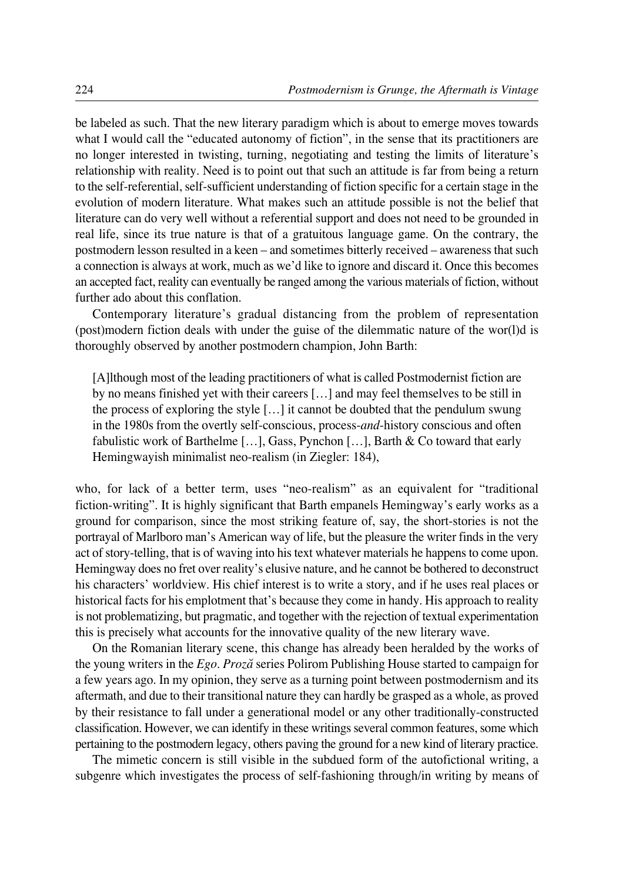be labeled as such. That the new literary paradigm which is about to emerge moves towards what I would call the "educated autonomy of fiction", in the sense that its practitioners are no longer interested in twisting, turning, negotiating and testing the limits of literature's relationship with reality. Need is to point out that such an attitude is far from being a return to the self-referential, self-sufficient understanding of fiction specific for a certain stage in the evolution of modern literature. What makes such an attitude possible is not the belief that literature can do very well without a referential support and does not need to be grounded in real life, since its true nature is that of a gratuitous language game. On the contrary, the postmodern lesson resulted in a keen – and sometimes bitterly received – awareness that such a connection is always at work, much as we'd like to ignore and discard it. Once this becomes an accepted fact, reality can eventually be ranged among the various materials of fiction, without further ado about this conflation.

Contemporary literature's gradual distancing from the problem of representation (post)modern fiction deals with under the guise of the dilemmatic nature of the wor(l)d is thoroughly observed by another postmodern champion, John Barth:

> [A]lthough most of the leading practitioners of what is called Postmodernist fiction are by no means finished yet with their careers […] and may feel themselves to be still in the process of exploring the style […] it cannot be doubted that the pendulum swung in the 1980s from the overtly self-conscious, process-*and*-history conscious and often fabulistic work of Barthelme […], Gass, Pynchon […], Barth & Co toward that early Hemingwayish minimalist neo-realism (in Ziegler: 184),

who, for lack of a better term, uses "neo-realism" as an equivalent for "traditional fiction-writing". It is highly significant that Barth empanels Hemingway's early works as a ground for comparison, since the most striking feature of, say, the short-stories is not the portrayal of Marlboro man's American way of life, but the pleasure the writer finds in the very act of story-telling, that is of waving into his text whatever materials he happens to come upon. Hemingway does no fret over reality's elusive nature, and he cannot be bothered to deconstruct his characters' worldview. His chief interest is to write a story, and if he uses real places or historical facts for his emplotment that's because they come in handy. His approach to reality is not problematizing, but pragmatic, and together with the rejection of textual experimentation this is precisely what accounts for the innovative quality of the new literary wave.

On the Romanian literary scene, this change has already been heralded by the works of the young writers in the *Ego. Proză* series Polirom Publishing House started to campaign for a few years ago. In my opinion, they serve as a turning point between postmodernism and its aftermath, and due to their transitional nature they can hardly be grasped as a whole, as proved by their resistance to fall under a generational model or any other traditionally-constructed classification. However, we can identify in these writings several common features, some which pertaining to the postmodern legacy, others paving the ground for a new kind of literary practice.

The mimetic concern is still visible in the subdued form of the autofictional writing, a subgenre which investigates the process of self-fashioning through/in writing by means of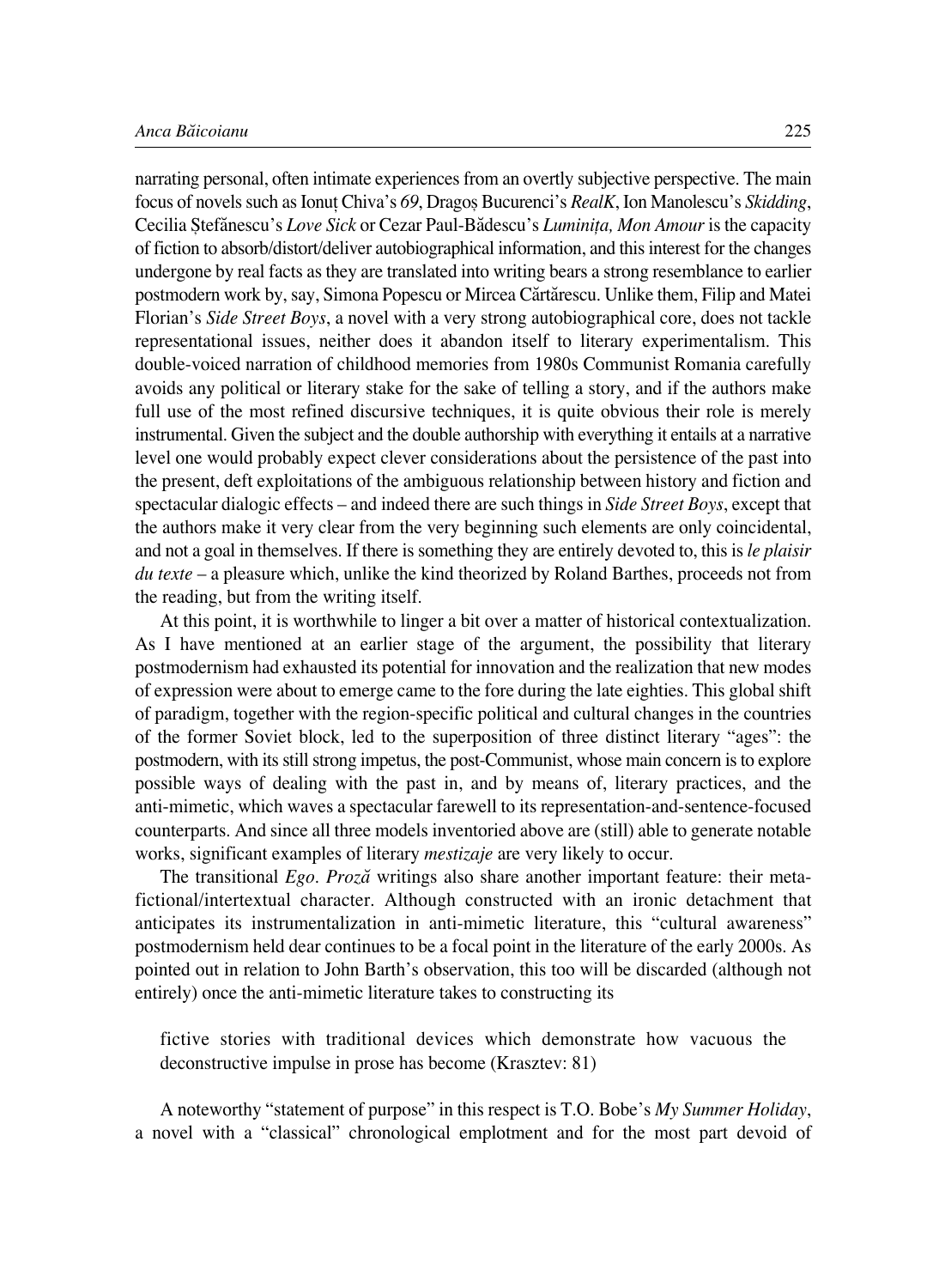narrating personal, often intimate experiences from an overtly subjective perspective. The main focus of novels such as Ionuț Chiva's *69*, Dragoș Bucurenci's *RealK*, Ion Manolescu's *Skidding*, Cecilia Ștefănescu's *Love Sick* or Cezar Paul-Bădescu's *Luminița, Mon Amour* is the capacity of fiction to absorb/distort/deliver autobiographical information, and this interest for the changes undergone by real facts as they are translated into writing bears a strong resemblance to earlier postmodern work by, say, Simona Popescu or Mircea Cărtărescu. Unlike them, Filip and Matei Florian's *Side Street Boys*, a novel with a very strong autobiographical core, does not tackle representational issues, neither does it abandon itself to literary experimentalism. This double-voiced narration of childhood memories from 1980s Communist Romania carefully avoids any political or literary stake for the sake of telling a story, and if the authors make full use of the most refined discursive techniques, it is quite obvious their role is merely instrumental. Given the subject and the double authorship with everything it entails at a narrative level one would probably expect clever considerations about the persistence of the past into the present, deft exploitations of the ambiguous relationship between history and fiction and spectacular dialogic effects – and indeed there are such things in *Side Street Boys*, except that the authors make it very clear from the very beginning such elements are only coincidental, and not a goal in themselves. If there is something they are entirely devoted to, this is *le plaisir du texte* – a pleasure which, unlike the kind theorized by Roland Barthes, proceeds not from the reading, but from the writing itself.

At this point, it is worthwhile to linger a bit over a matter of historical contextualization. As I have mentioned at an earlier stage of the argument, the possibility that literary postmodernism had exhausted its potential for innovation and the realization that new modes of expression were about to emerge came to the fore during the late eighties. This global shift of paradigm, together with the region-specific political and cultural changes in the countries of the former Soviet block, led to the superposition of three distinct literary "ages": the postmodern, with its still strong impetus, the post-Communist, whose main concern is to explore possible ways of dealing with the past in, and by means of, literary practices, and the anti-mimetic, which waves a spectacular farewell to its representation-and-sentence-focused counterparts. And since all three models inventoried above are (still) able to generate notable works, significant examples of literary *mestizaje* are very likely to occur.

The transitional *Ego. Proză* writings also share another important feature: their meta-fictional/intertextual character. Although constructed with an ironic detachment that anticipates its instrumentalization in anti-mimetic literature, this "cultural awareness" postmodernism held dear continues to be a focal point in the literature of the early 2000s. As pointed out in relation to John Barth's observation, this too will be discarded (although not entirely) once the anti-mimetic literature takes to constructing its

> fictive stories with traditional devices which demonstrate how vacuous the deconstructive impulse in prose has become (Krasztev: 81)

A noteworthy "statement of purpose" in this respect is T.O. Bobe's *My Summer Holiday*, a novel with a "classical" chronological emplotment and for the most part devoid of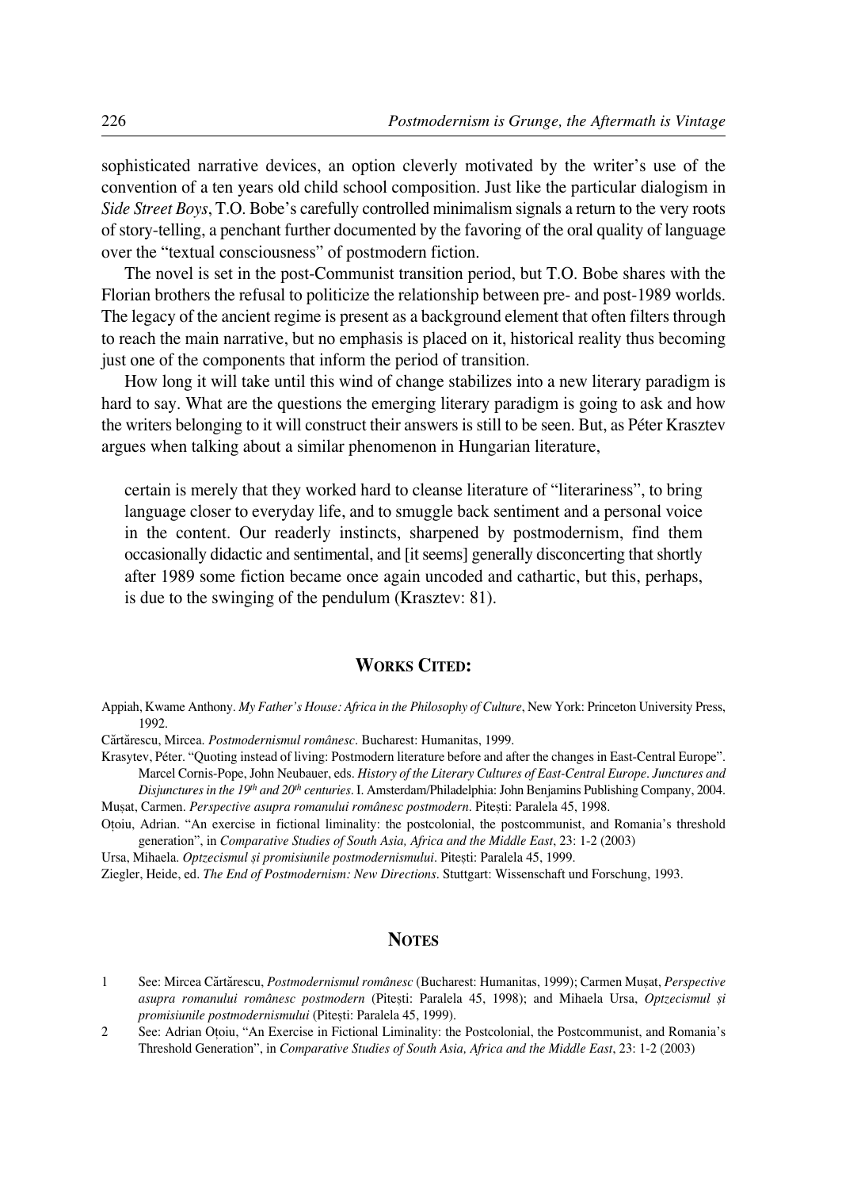sophisticated narrative devices, an option cleverly motivated by the writer's use of the convention of a ten years old child school composition. Just like the particular dialogism in *Side Street Boys*, T.O. Bobe's carefully controlled minimalism signals a return to the very roots of story-telling, a penchant further documented by the favoring of the oral quality of language over the "textual consciousness" of postmodern fiction.

The novel is set in the post-Communist transition period, but T.O. Bobe shares with the Florian brothers the refusal to politicize the relationship between pre- and post-1989 worlds. The legacy of the ancient regime is present as a background element that often filters through to reach the main narrative, but no emphasis is placed on it, historical reality thus becoming just one of the components that inform the period of transition.

How long it will take until this wind of change stabilizes into a new literary paradigm is hard to say. What are the questions the emerging literary paradigm is going to ask and how the writers belonging to it will construct their answers is still to be seen. But, as Péter Krasztev argues when talking about a similar phenomenon in Hungarian literature,

> certain is merely that they worked hard to cleanse literature of "literariness", to bring language closer to everyday life, and to smuggle back sentiment and a personal voice in the content. Our readerly instincts, sharpened by postmodernism, find them occasionally didactic and sentimental, and [it seems] generally disconcerting that shortly after 1989 some fiction became once again uncoded and cathartic, but this, perhaps, is due to the swinging of the pendulum (Krasztev: 81).

## WORKS CITED:

Appiah, Kwame Anthony. *My Father's House: Africa in the Philosophy of Culture*, New York: Princeton University Press, 1992.

Cărtărescu, Mircea. *Postmodernismul românesc*. Bucharest: Humanitas, 1999.

Krasytev, Péter. "Quoting instead of living: Postmodern literature before and after the changes in East-Central Europe". Marcel Cornis-Pope, John Neubauer, eds. *History of the Literary Cultures of East-Central Europe. Junctures and Disjunctures in the 19th and 20th centuries*. I. Amsterdam/Philadelphia: John Benjamins Publishing Company, 2004.

Mușat, Carmen. *Perspective asupra romanului românesc postmodern*. Pitești: Paralela 45, 1998.

Oțoiu, Adrian. "An exercise in fictional liminality: the postcolonial, the postcommunist, and Romania's threshold generation", in *Comparative Studies of South Asia, Africa and the Middle East*, 23: 1-2 (2003)

Ursa, Mihaela. *Optzecismul și promisiunile postmodernismului*. Pitești: Paralela 45, 1999.

Ziegler, Heide, ed. *The End of Postmodernism: New Directions*. Stuttgart: Wissenschaft und Forschung, 1993.

## NOTES

1 See: Mircea Cărtărescu, *Postmodernismul românesc* (Bucharest: Humanitas, 1999); Carmen Mușat, *Perspective asupra romanului românesc postmodern* (Pitești: Paralela 45, 1998); and Mihaela Ursa, *Optzecismul și promisiunile postmodernismului* (Pitești: Paralela 45, 1999).

2 See: Adrian Oțoiu, "An Exercise in Fictional Liminality: the Postcolonial, the Postcommunist, and Romania's Threshold Generation", in *Comparative Studies of South Asia, Africa and the Middle East*, 23: 1-2 (2003)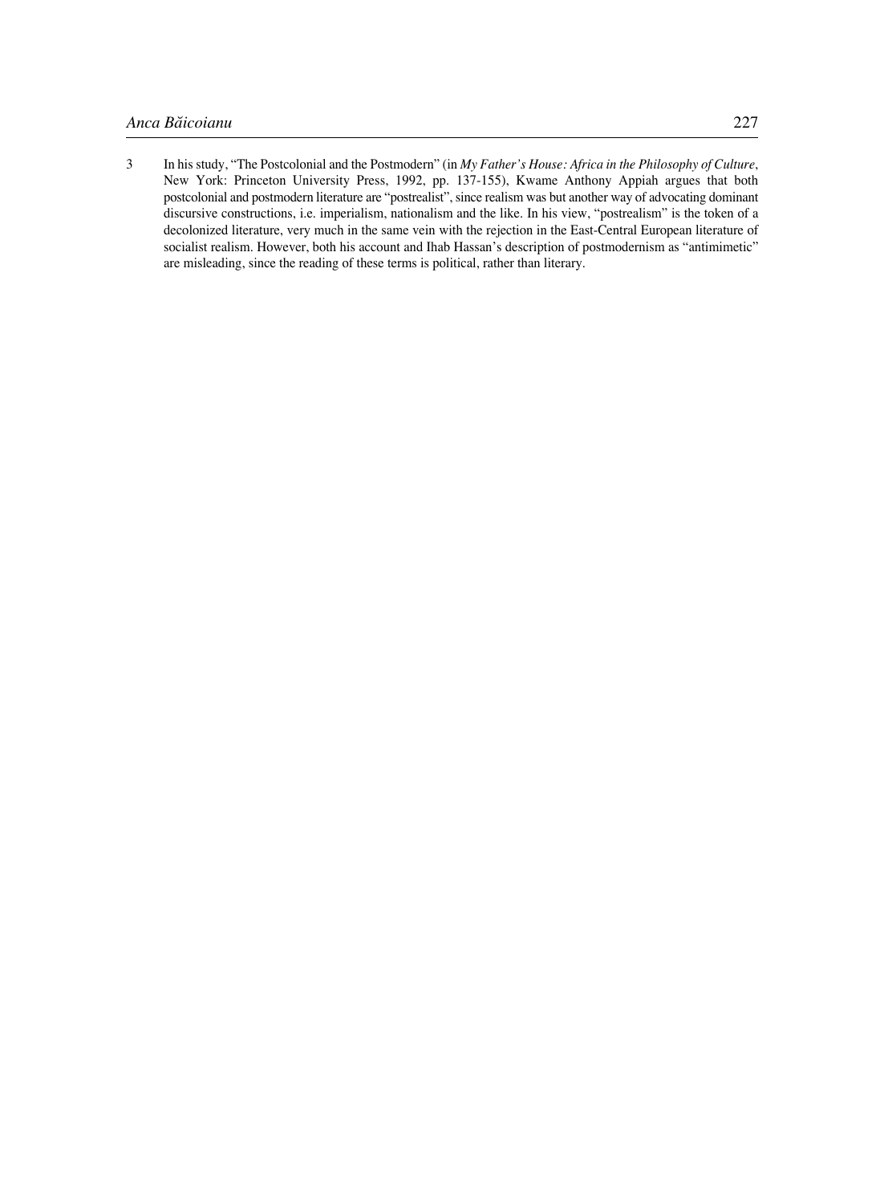3 In his study, "The Postcolonial and the Postmodern" (in *My Father's House: Africa in the Philosophy of Culture*, New York: Princeton University Press, 1992, pp. 137-155), Kwame Anthony Appiah argues that both postcolonial and postmodern literature are "postrealist", since realism was but another way of advocating dominant discursive constructions, i.e. imperialism, nationalism and the like. In his view, "postrealism" is the token of a decolonized literature, very much in the same vein with the rejection in the East-Central European literature of socialist realism. However, both his account and Ihab Hassan's description of postmodernism as "antimimetic" are misleading, since the reading of these terms is political, rather than literary.